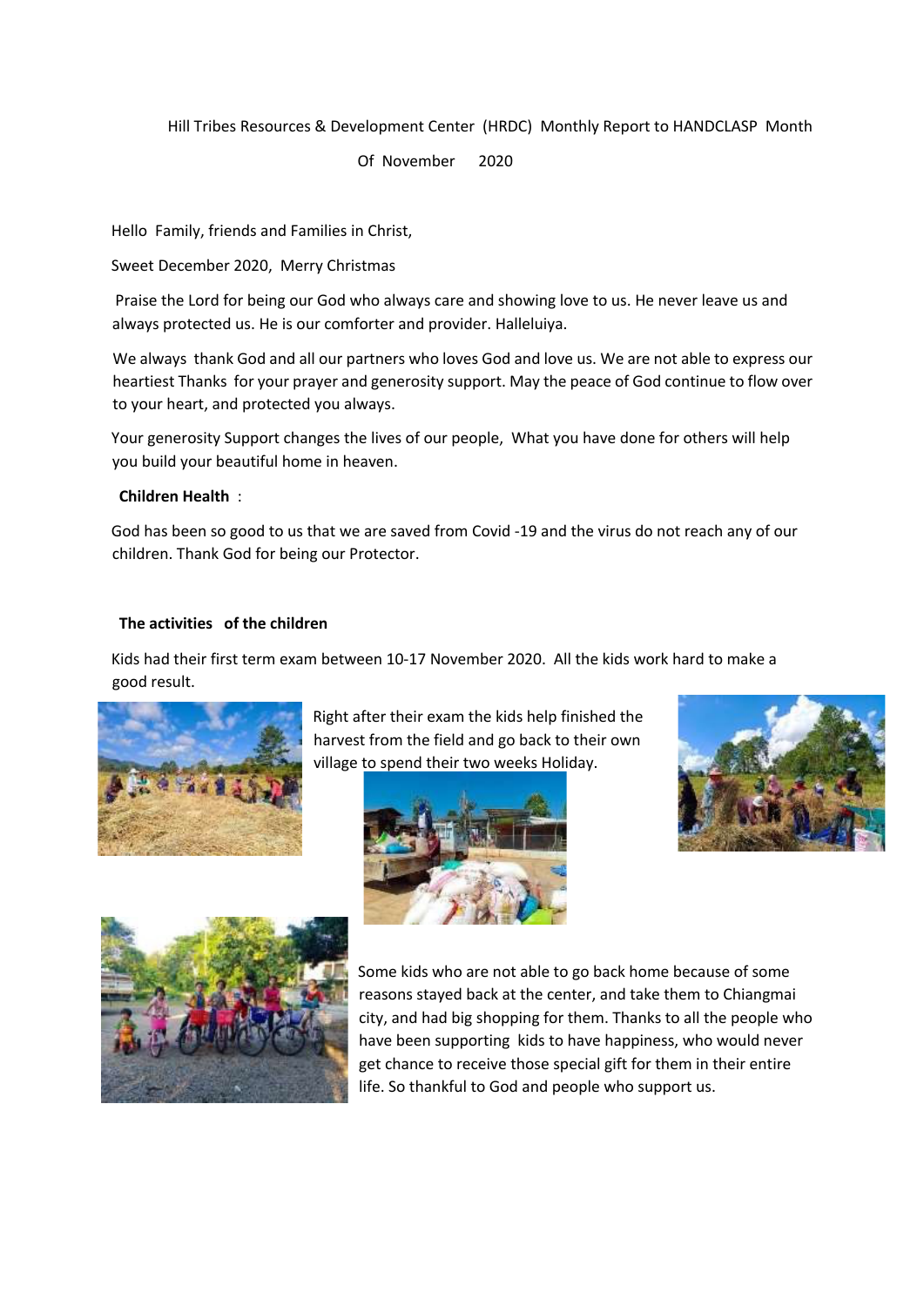Hill Tribes Resources & Development Center (HRDC) Monthly Report to HANDCLASP Month Of November 2020

Hello Family, friends and Families in Christ,

Sweet December 2020, Merry Christmas

Praise the Lord for being our God who always care and showing love to us. He never leave us and always protected us. He is our comforter and provider. Halleluiya.

We always thank God and all our partners who loves God and love us. We are not able to express our heartiest Thanks for your prayer and generosity support. May the peace of God continue to flow over to your heart, and protected you always.

Your generosity Support changes the lives of our people, What you have done for others will help you build your beautiful home in heaven.

**Children Health** :

God has been so good to us that we are saved from Covid -19 and the virus do not reach any of our children. Thank God for being our Protector.

**The activities of the children**

Kids had their first term exam between 10-17 November 2020. All the kids work hard to make a good result.

Right after their exam the kids help finished the harvest from the field and go back to their own village to spend their two weeks Holiday.

Some kids who are not able to go back home because of some reasons stayed back at the center, and take them to Chiangmai city, and had big shopping for them. Thanks to all the people who have been supporting kids to have happiness, who would never get chance to receive those special gift for them in their entire life. So thankful to God and people who support us.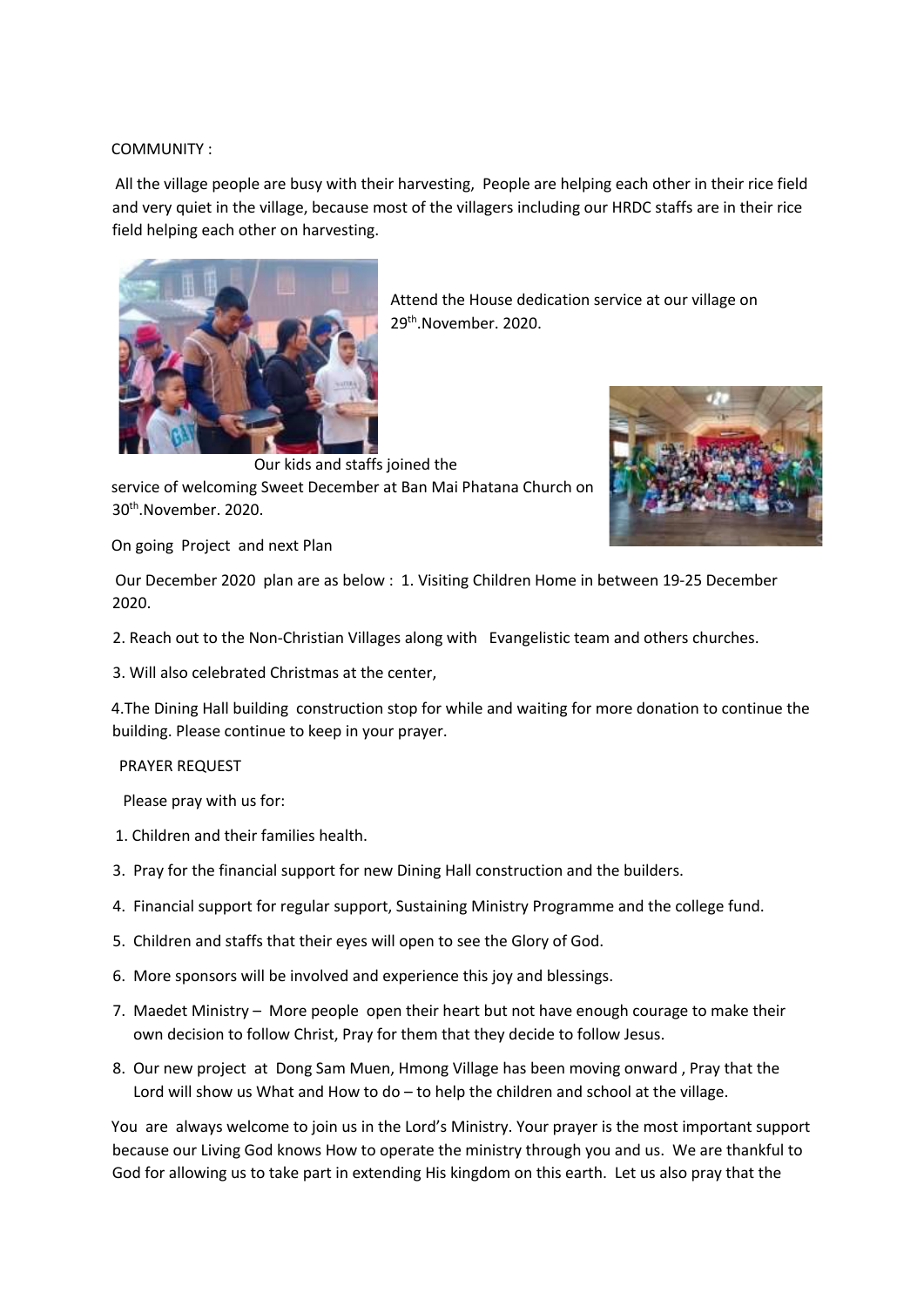COMMUNITY :

All the village people are busy with their harvesting, People are helping each other in their rice field and very quiet in the village, because most of the villagers including our HRDC staffs are in their rice field helping each other on harvesting.

Attend the House dedication service at our village on 29th.November. 2020.

Our kids and staffs joined the service of welcoming Sweet December at Ban Mai Phatana Church on 30th.November. 2020.

On going Project and next Plan

Our December 2020 plan are as below : 1. Visiting Children Home in between 19-25 December 2020.

2. Reach out to the Non-Christian Villages along with Evangelistic team and others churches.

3. Will also celebrated Christmas at the center,

4.The Dining Hall building construction stop for while and waiting for more donation to continue the building. Please continue to keep in your prayer.

PRAYER REQUEST

Please pray with us for:

1. Children and their families health.

3. Pray for the financial support for new Dining Hall construction and the builders.

4. Financial support for regular support, Sustaining Ministry Programme and the college fund.

5. Children and staffs that their eyes will open to see the Glory of God.

6. More sponsors will be involved and experience this joy and blessings.

7. Maedet Ministry – More people open their heart but not have enough courage to make their own decision to follow Christ, Pray for them that they decide to follow Jesus.

8. Our new project at Dong Sam Muen, Hmong Village has been moving onward , Pray that the Lord will show us What and How to do – to help the children and school at the village.

You are always welcome to join us in the Lord's Ministry. Your prayer is the most important support because our Living God knows How to operate the ministry through you and us. We are thankful to God for allowing us to take part in extending His kingdom on this earth. Let us also pray that the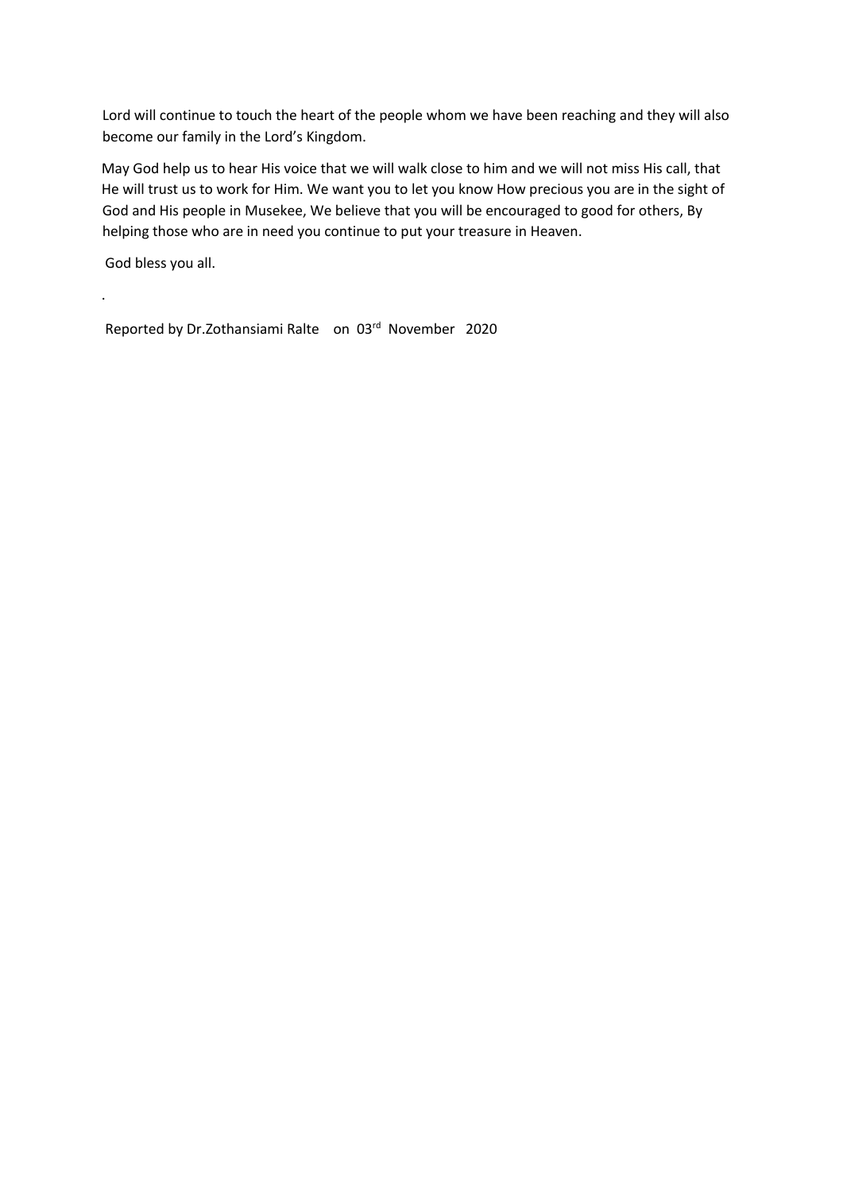Lord will continue to touch the heart of the people whom we have been reaching and they will also become our family in the Lord's Kingdom.

May God help us to hear His voice that we will walk close to him and we will not miss His call, that He will trust us to work for Him. We want you to let you know How precious you are in the sight of God and His people in Musekee, We believe that you will be encouraged to good for others, By helping those who are in need you continue to put your treasure in Heaven.

God bless you all.

.

Reported by Dr.Zothansiami Ralte on 03rd November 2020